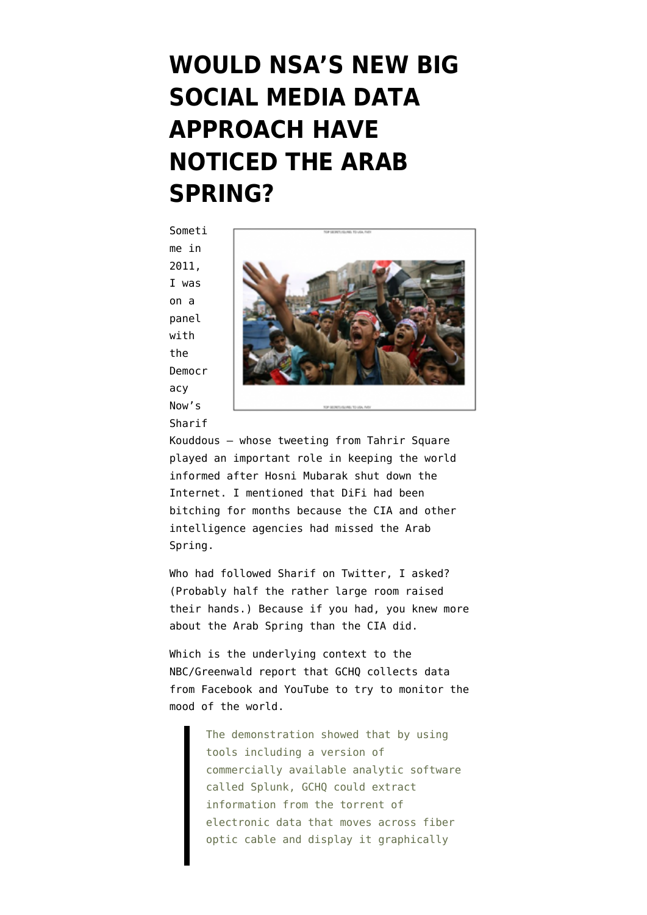# WOULD NSA'S NEW BIG SOCIAL MEDIA DATA APPROACH HAVE NOTICED THE ARAB SPRING?

Sometime in 2011, I was on a panel with the Democracy Now's Sharif Kouddous — whose tweeting from Tahrir Square played an important role in keeping the world informed after Hosni Mubarak shut down the Internet. I mentioned that DiFi had been bitching for months because the CIA and other intelligence agencies had missed the Arab Spring.

Who had followed Sharif on Twitter, I asked? (Probably half the rather large room raised their hands.) Because if you had, you knew more about the Arab Spring than the CIA did.

Which is the underlying context to the NBC/Greenwald report that GCHQ collects data from Facebook and YouTube to try to monitor the mood of the world.

> The demonstration showed that by using tools including a version of commercially available analytic software called Splunk, GCHQ could extract information from the torrent of electronic data that moves across fiber optic cable and display it graphically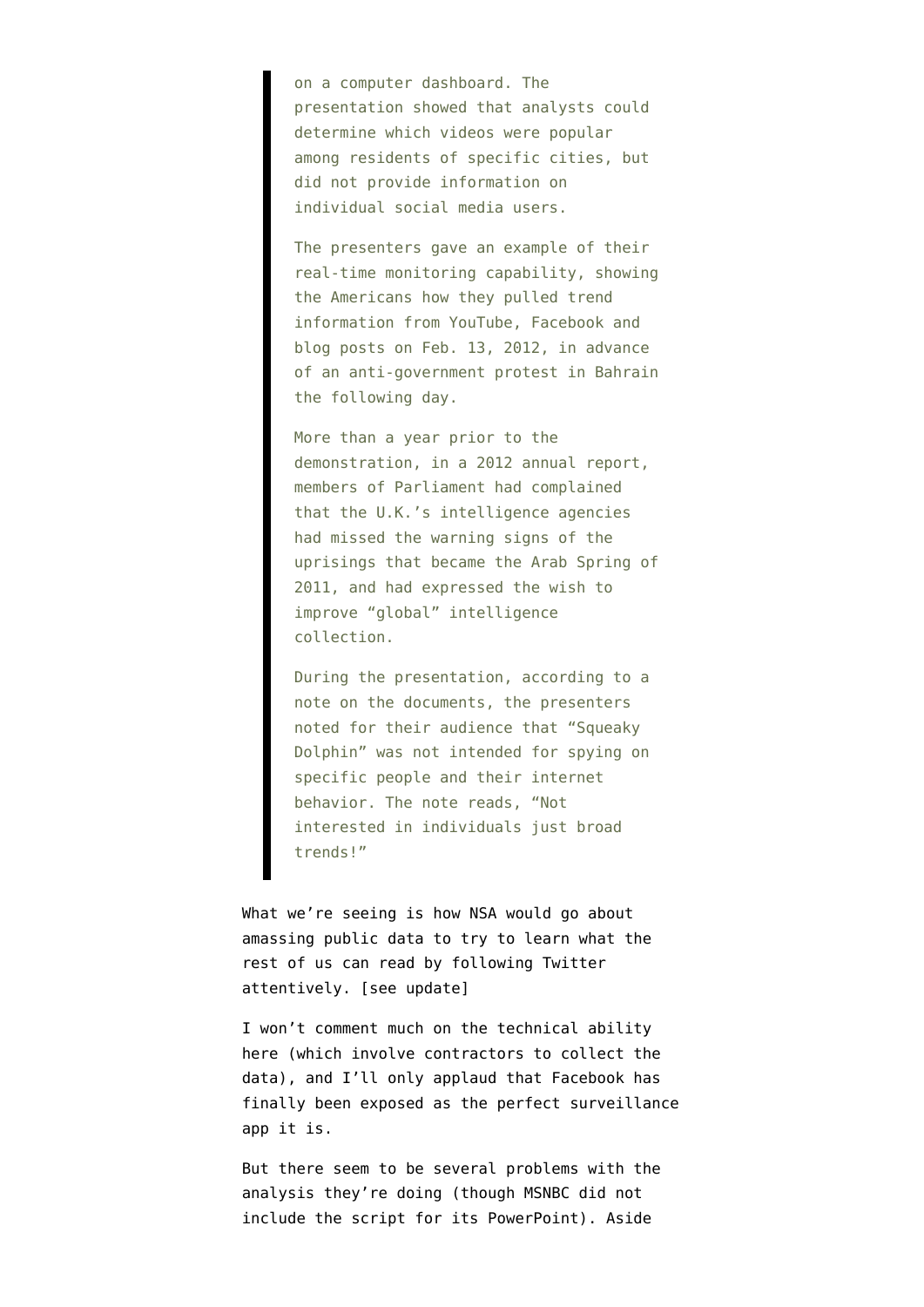> on a computer dashboard. The presentation showed that analysts could determine which videos were popular among residents of specific cities, but did not provide information on individual social media users.
>
> The presenters gave an example of their real-time monitoring capability, showing the Americans how they pulled trend information from YouTube, Facebook and blog posts on Feb. 13, 2012, in advance of an anti-government protest in Bahrain the following day.
>
> More than a year prior to the demonstration, in a 2012 annual report, members of Parliament had complained that the U.K.'s intelligence agencies had missed the warning signs of the uprisings that became the Arab Spring of 2011, and had expressed the wish to improve "global" intelligence collection.
>
> During the presentation, according to a note on the documents, the presenters noted for their audience that "Squeaky Dolphin" was not intended for spying on specific people and their internet behavior. The note reads, "Not interested in individuals just broad trends!"

What we're seeing is how NSA would go about amassing public data to try to learn what the rest of us can read by following Twitter attentively. [see update]

I won't comment much on the technical ability here (which involve contractors to collect the data), and I'll only applaud that Facebook has finally been exposed as the perfect surveillance app it is.

But there seem to be several problems with the analysis they're doing (though MSNBC did not include the script for its PowerPoint). Aside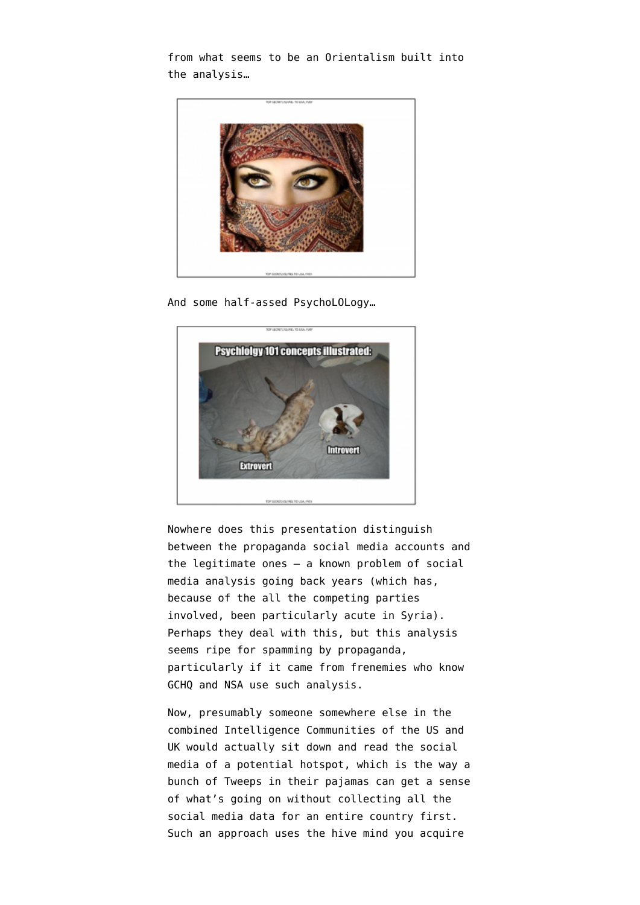from what seems to be an Orientalism built into the analysis…

And some half-assed PsychoLOLogy…

Nowhere does this presentation distinguish between the propaganda social media accounts and the legitimate ones – a known problem of social media analysis going back years (which has, because of the all the competing parties involved, been particularly acute in Syria). Perhaps they deal with this, but this analysis seems ripe for spamming by propaganda, particularly if it came from frenemies who know GCHQ and NSA use such analysis.

Now, presumably someone somewhere else in the combined Intelligence Communities of the US and UK would actually sit down and read the social media of a potential hotspot, which is the way a bunch of Tweeps in their pajamas can get a sense of what's going on without collecting all the social media data for an entire country first. Such an approach uses the hive mind you acquire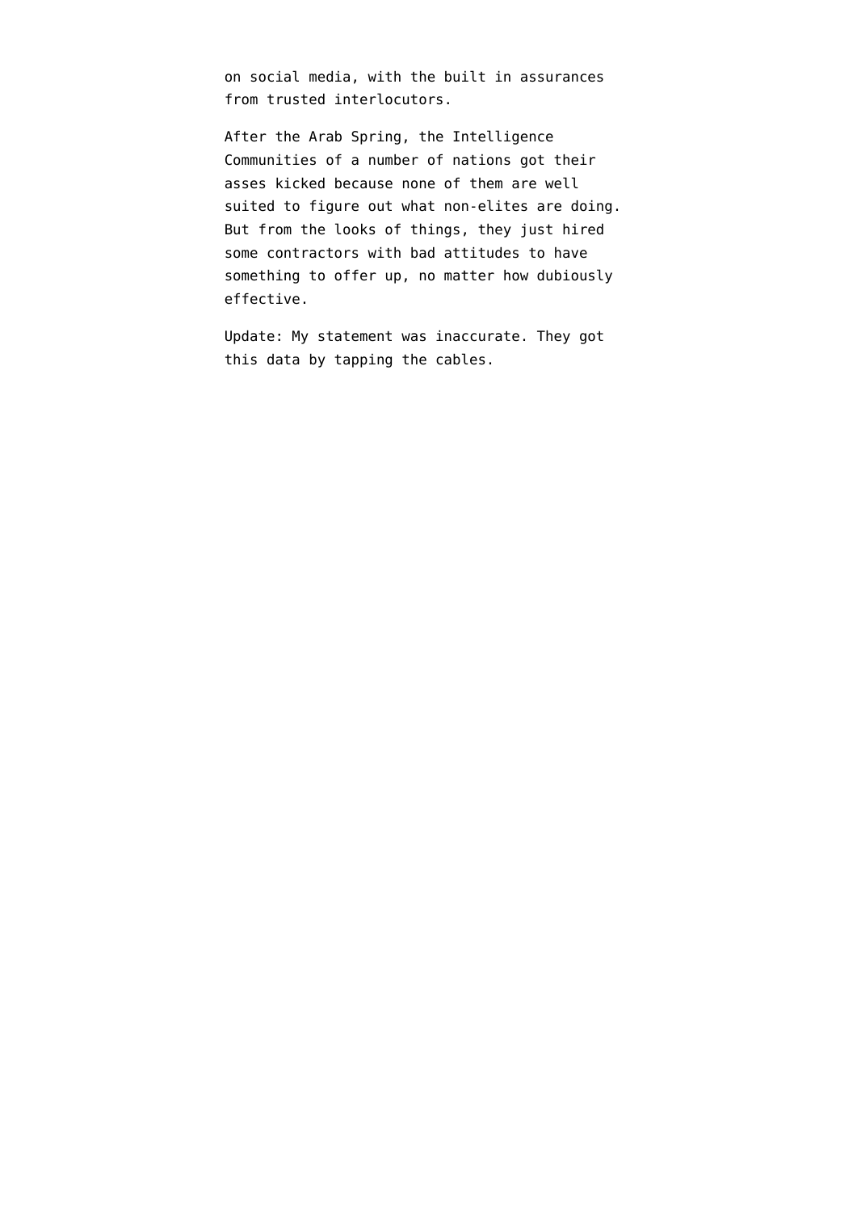on social media, with the built in assurances from trusted interlocutors.

After the Arab Spring, the Intelligence Communities of a number of nations got their asses kicked because none of them are well suited to figure out what non-elites are doing. But from the looks of things, they just hired some contractors with bad attitudes to have something to offer up, no matter how dubiously effective.

Update: My statement was inaccurate. They got this data by tapping the cables.